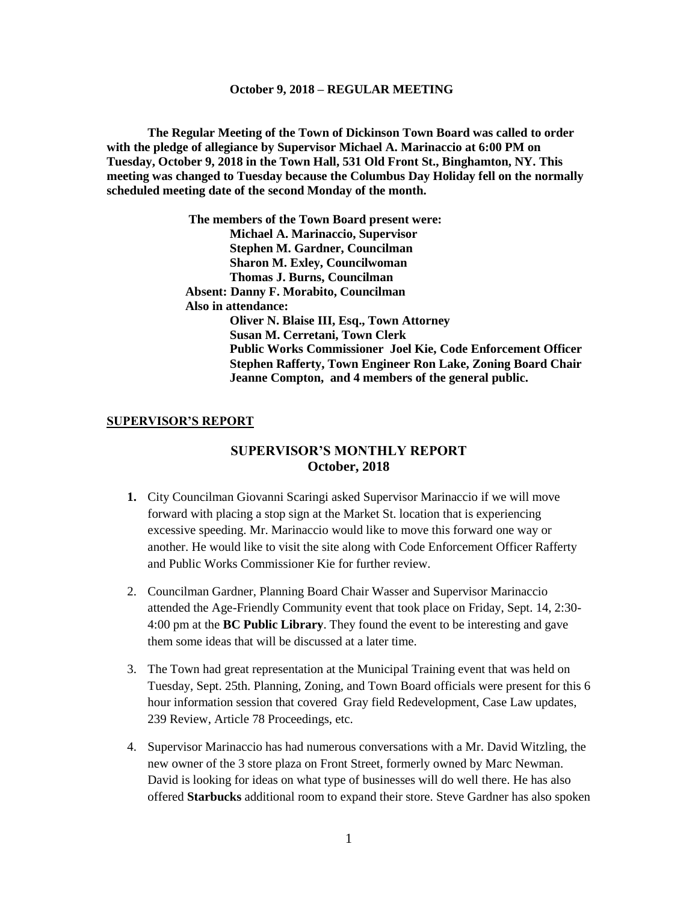**October 9, 2018 – REGULAR MEETING**

**The Regular Meeting of the Town of Dickinson Town Board was called to order with the pledge of allegiance by Supervisor Michael A. Marinaccio at 6:00 PM on Tuesday, October 9, 2018 in the Town Hall, 531 Old Front St., Binghamton, NY. This meeting was changed to Tuesday because the Columbus Day Holiday fell on the normally scheduled meeting date of the second Monday of the month.**

**The members of the Town Board present were:**
**Michael A. Marinaccio, Supervisor**
**Stephen M. Gardner, Councilman**
**Sharon M. Exley, Councilwoman**
**Thomas J. Burns, Councilman**
**Absent: Danny F. Morabito, Councilman**
**Also in attendance:**
**Oliver N. Blaise III, Esq., Town Attorney**
**Susan M. Cerretani, Town Clerk**
**Public Works Commissioner Joel Kie, Code Enforcement Officer Stephen Rafferty, Town Engineer Ron Lake, Zoning Board Chair Jeanne Compton, and 4 members of the general public.**

**SUPERVISOR'S REPORT**

## SUPERVISOR'S MONTHLY REPORT
## October, 2018

1. City Councilman Giovanni Scaringi asked Supervisor Marinaccio if we will move forward with placing a stop sign at the Market St. location that is experiencing excessive speeding. Mr. Marinaccio would like to move this forward one way or another. He would like to visit the site along with Code Enforcement Officer Rafferty and Public Works Commissioner Kie for further review.

2. Councilman Gardner, Planning Board Chair Wasser and Supervisor Marinaccio attended the Age-Friendly Community event that took place on Friday, Sept. 14, 2:30-4:00 pm at the **BC Public Library**. They found the event to be interesting and gave them some ideas that will be discussed at a later time.

3. The Town had great representation at the Municipal Training event that was held on Tuesday, Sept. 25th. Planning, Zoning, and Town Board officials were present for this 6 hour information session that covered Gray field Redevelopment, Case Law updates, 239 Review, Article 78 Proceedings, etc.

4. Supervisor Marinaccio has had numerous conversations with a Mr. David Witzling, the new owner of the 3 store plaza on Front Street, formerly owned by Marc Newman. David is looking for ideas on what type of businesses will do well there. He has also offered **Starbucks** additional room to expand their store. Steve Gardner has also spoken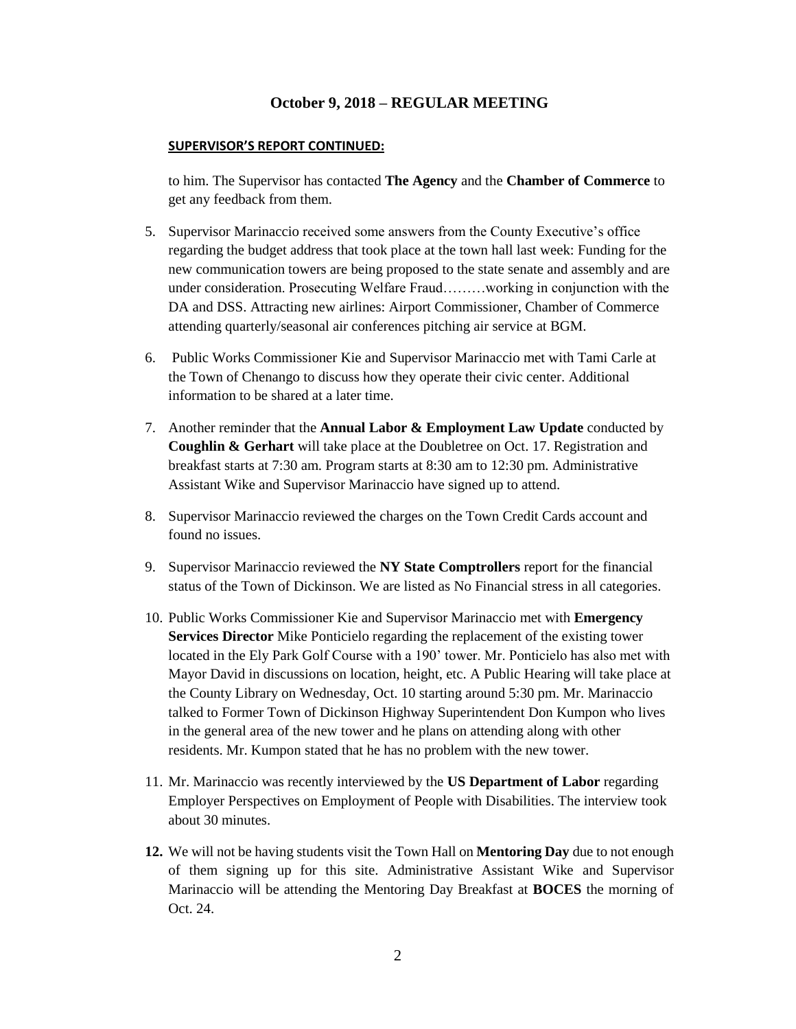# October 9, 2018 – REGULAR MEETING

**SUPERVISOR'S REPORT CONTINUED:**

to him. The Supervisor has contacted **The Agency** and the **Chamber of Commerce** to get any feedback from them.

5. Supervisor Marinaccio received some answers from the County Executive's office regarding the budget address that took place at the town hall last week: Funding for the new communication towers are being proposed to the state senate and assembly and are under consideration. Prosecuting Welfare Fraud………working in conjunction with the DA and DSS. Attracting new airlines: Airport Commissioner, Chamber of Commerce attending quarterly/seasonal air conferences pitching air service at BGM.

6. Public Works Commissioner Kie and Supervisor Marinaccio met with Tami Carle at the Town of Chenango to discuss how they operate their civic center. Additional information to be shared at a later time.

7. Another reminder that the **Annual Labor & Employment Law Update** conducted by **Coughlin & Gerhart** will take place at the Doubletree on Oct. 17. Registration and breakfast starts at 7:30 am. Program starts at 8:30 am to 12:30 pm. Administrative Assistant Wike and Supervisor Marinaccio have signed up to attend.

8. Supervisor Marinaccio reviewed the charges on the Town Credit Cards account and found no issues.

9. Supervisor Marinaccio reviewed the **NY State Comptrollers** report for the financial status of the Town of Dickinson. We are listed as No Financial stress in all categories.

10. Public Works Commissioner Kie and Supervisor Marinaccio met with **Emergency Services Director** Mike Ponticielo regarding the replacement of the existing tower located in the Ely Park Golf Course with a 190' tower. Mr. Ponticielo has also met with Mayor David in discussions on location, height, etc. A Public Hearing will take place at the County Library on Wednesday, Oct. 10 starting around 5:30 pm. Mr. Marinaccio talked to Former Town of Dickinson Highway Superintendent Don Kumpon who lives in the general area of the new tower and he plans on attending along with other residents. Mr. Kumpon stated that he has no problem with the new tower.

11. Mr. Marinaccio was recently interviewed by the **US Department of Labor** regarding Employer Perspectives on Employment of People with Disabilities. The interview took about 30 minutes.

12. We will not be having students visit the Town Hall on **Mentoring Day** due to not enough of them signing up for this site. Administrative Assistant Wike and Supervisor Marinaccio will be attending the Mentoring Day Breakfast at **BOCES** the morning of Oct. 24.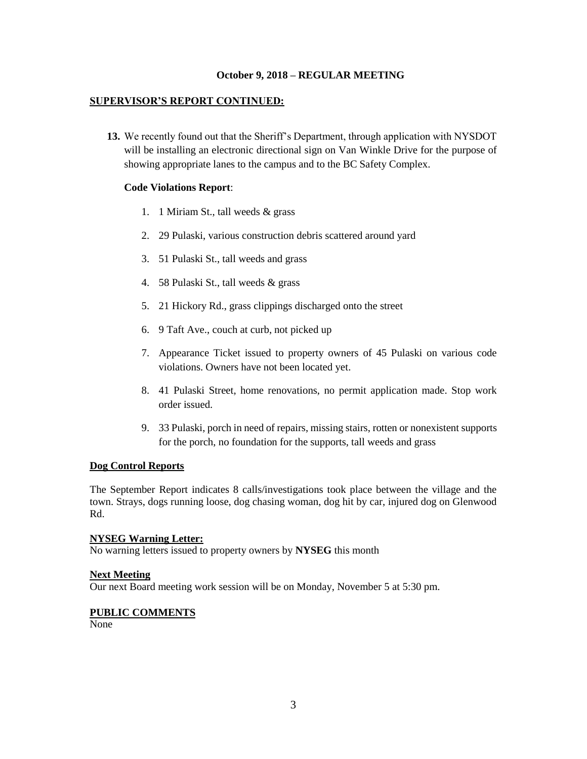**October 9, 2018 – REGULAR MEETING**

**SUPERVISOR'S REPORT CONTINUED:**

13. We recently found out that the Sheriff's Department, through application with NYSDOT will be installing an electronic directional sign on Van Winkle Drive for the purpose of showing appropriate lanes to the campus and to the BC Safety Complex.

**Code Violations Report**:

1. 1 Miriam St., tall weeds & grass
2. 29 Pulaski, various construction debris scattered around yard
3. 51 Pulaski St., tall weeds and grass
4. 58 Pulaski St., tall weeds & grass
5. 21 Hickory Rd., grass clippings discharged onto the street
6. 9 Taft Ave., couch at curb, not picked up
7. Appearance Ticket issued to property owners of 45 Pulaski on various code violations. Owners have not been located yet.
8. 41 Pulaski Street, home renovations, no permit application made. Stop work order issued.
9. 33 Pulaski, porch in need of repairs, missing stairs, rotten or nonexistent supports for the porch, no foundation for the supports, tall weeds and grass

**Dog Control Reports**

The September Report indicates 8 calls/investigations took place between the village and the town. Strays, dogs running loose, dog chasing woman, dog hit by car, injured dog on Glenwood Rd.

**NYSEG Warning Letter:**

No warning letters issued to property owners by **NYSEG** this month

**Next Meeting**

Our next Board meeting work session will be on Monday, November 5 at 5:30 pm.

**PUBLIC COMMENTS**

None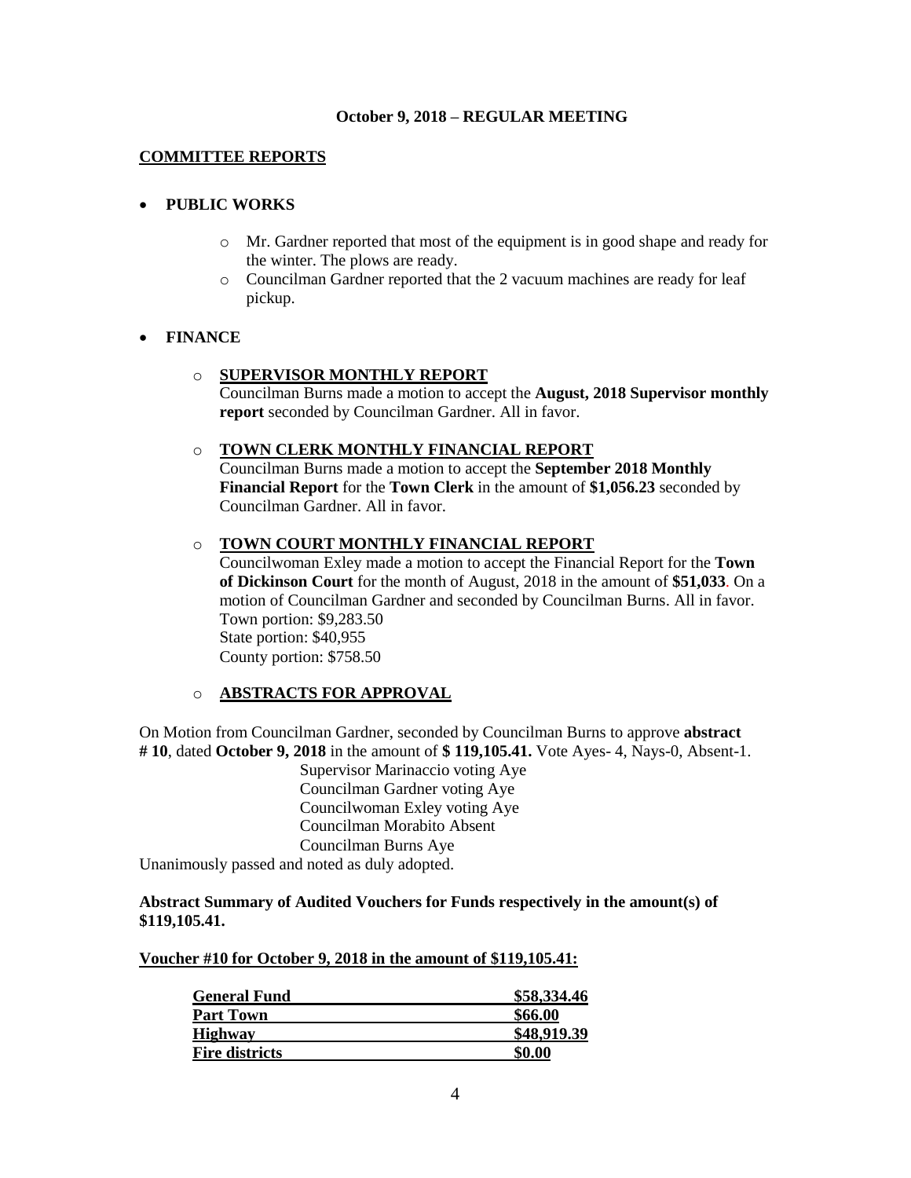**October 9, 2018 – REGULAR MEETING**

## COMMITTEE REPORTS

- **PUBLIC WORKS**
    - Mr. Gardner reported that most of the equipment is in good shape and ready for the winter. The plows are ready.
    - Councilman Gardner reported that the 2 vacuum machines are ready for leaf pickup.

- **FINANCE**
    - **SUPERVISOR MONTHLY REPORT**
      Councilman Burns made a motion to accept the **August, 2018 Supervisor monthly report** seconded by Councilman Gardner. All in favor.
    - **TOWN CLERK MONTHLY FINANCIAL REPORT**
      Councilman Burns made a motion to accept the **September 2018 Monthly Financial Report** for the **Town Clerk** in the amount of **$1,056.23** seconded by Councilman Gardner. All in favor.
    - **TOWN COURT MONTHLY FINANCIAL REPORT**
      Councilwoman Exley made a motion to accept the Financial Report for the **Town of Dickinson Court** for the month of August, 2018 in the amount of **$51,033**. On a motion of Councilman Gardner and seconded by Councilman Burns. All in favor.
      Town portion: $9,283.50
      State portion: $40,955
      County portion: $758.50
    - **ABSTRACTS FOR APPROVAL**

On Motion from Councilman Gardner, seconded by Councilman Burns to approve **abstract # 10**, dated **October 9, 2018** in the amount of **$ 119,105.41.** Vote Ayes- 4, Nays-0, Absent-1.

Supervisor Marinaccio voting Aye
Councilman Gardner voting Aye
Councilwoman Exley voting Aye
Councilman Morabito Absent
Councilman Burns Aye

Unanimously passed and noted as duly adopted.

**Abstract Summary of Audited Vouchers for Funds respectively in the amount(s) of $119,105.41.**

**Voucher #10 for October 9, 2018 in the amount of $119,105.41:**

| | |
|---|---|
| **General Fund** | **$58,334.46** |
| **Part Town** | **$66.00** |
| **Highway** | **$48,919.39** |
| **Fire districts** | **$0.00** |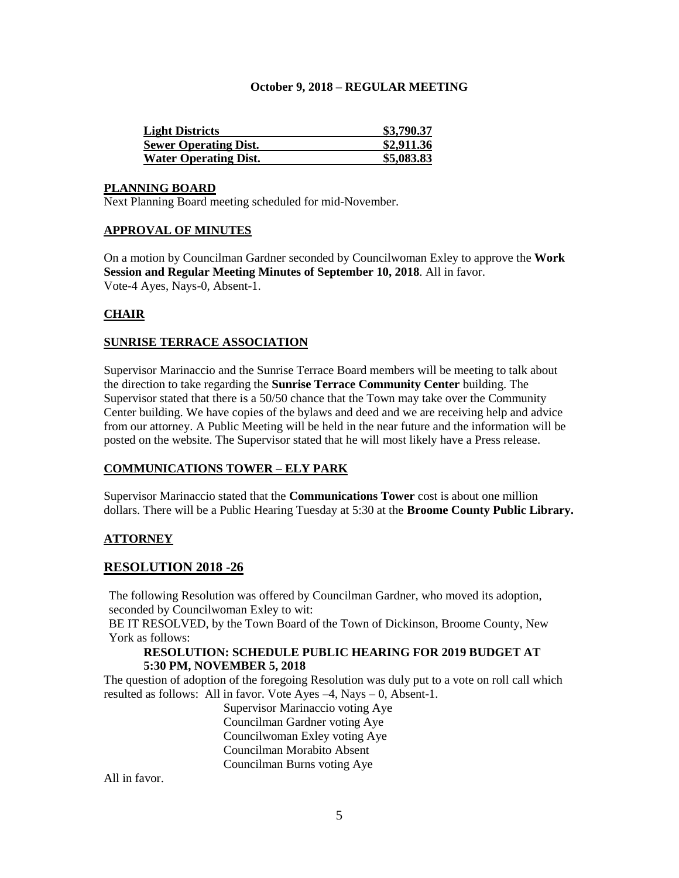**October 9, 2018 – REGULAR MEETING**

| Light Districts | $3,790.37 |
|---|---|
| Sewer Operating Dist. | $2,911.36 |
| Water Operating Dist. | $5,083.83 |

## PLANNING BOARD

Next Planning Board meeting scheduled for mid-November.

## APPROVAL OF MINUTES

On a motion by Councilman Gardner seconded by Councilwoman Exley to approve the **Work Session and Regular Meeting Minutes of September 10, 2018**. All in favor. Vote-4 Ayes, Nays-0, Absent-1.

## CHAIR

## SUNRISE TERRACE ASSOCIATION

Supervisor Marinaccio and the Sunrise Terrace Board members will be meeting to talk about the direction to take regarding the **Sunrise Terrace Community Center** building. The Supervisor stated that there is a 50/50 chance that the Town may take over the Community Center building. We have copies of the bylaws and deed and we are receiving help and advice from our attorney. A Public Meeting will be held in the near future and the information will be posted on the website. The Supervisor stated that he will most likely have a Press release.

## COMMUNICATIONS TOWER – ELY PARK

Supervisor Marinaccio stated that the **Communications Tower** cost is about one million dollars. There will be a Public Hearing Tuesday at 5:30 at the **Broome County Public Library.**

## ATTORNEY

## RESOLUTION 2018 -26

The following Resolution was offered by Councilman Gardner, who moved its adoption, seconded by Councilwoman Exley to wit:

BE IT RESOLVED, by the Town Board of the Town of Dickinson, Broome County, New York as follows:

**RESOLUTION: SCHEDULE PUBLIC HEARING FOR 2019 BUDGET AT 5:30 PM, NOVEMBER 5, 2018**

The question of adoption of the foregoing Resolution was duly put to a vote on roll call which resulted as follows: All in favor. Vote Ayes –4, Nays – 0, Absent-1.

Supervisor Marinaccio voting Aye
Councilman Gardner voting Aye
Councilwoman Exley voting Aye
Councilman Morabito Absent
Councilman Burns voting Aye

All in favor.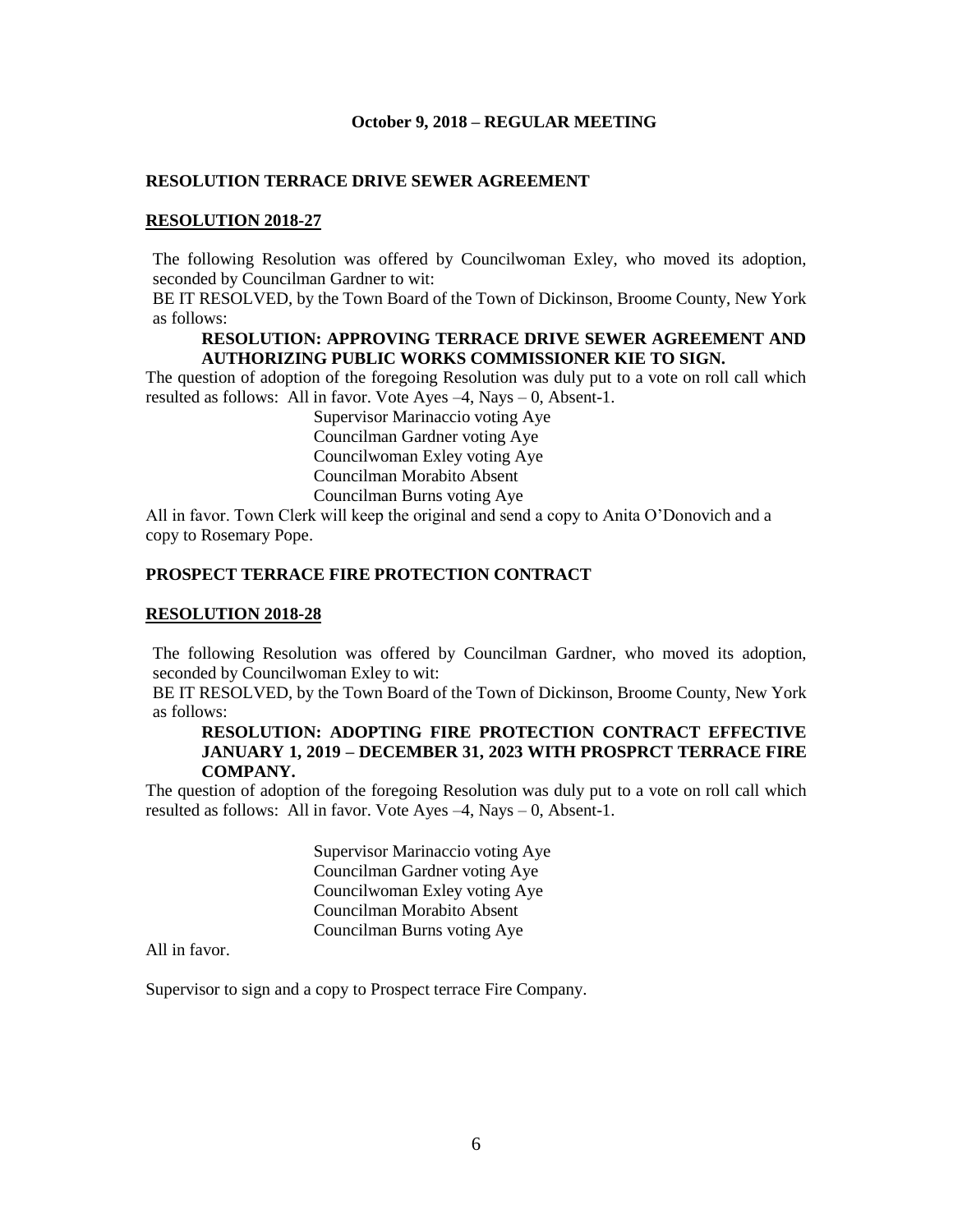**October 9, 2018 – REGULAR MEETING**

**RESOLUTION TERRACE DRIVE SEWER AGREEMENT**

**RESOLUTION 2018-27**

The following Resolution was offered by Councilwoman Exley, who moved its adoption, seconded by Councilman Gardner to wit:

BE IT RESOLVED, by the Town Board of the Town of Dickinson, Broome County, New York as follows:

**RESOLUTION: APPROVING TERRACE DRIVE SEWER AGREEMENT AND AUTHORIZING PUBLIC WORKS COMMISSIONER KIE TO SIGN.**

The question of adoption of the foregoing Resolution was duly put to a vote on roll call which resulted as follows: All in favor. Vote Ayes –4, Nays – 0, Absent-1.

Supervisor Marinaccio voting Aye
Councilman Gardner voting Aye
Councilwoman Exley voting Aye
Councilman Morabito Absent
Councilman Burns voting Aye

All in favor. Town Clerk will keep the original and send a copy to Anita O'Donovich and a copy to Rosemary Pope.

**PROSPECT TERRACE FIRE PROTECTION CONTRACT**

**RESOLUTION 2018-28**

The following Resolution was offered by Councilman Gardner, who moved its adoption, seconded by Councilwoman Exley to wit:

BE IT RESOLVED, by the Town Board of the Town of Dickinson, Broome County, New York as follows:

**RESOLUTION: ADOPTING FIRE PROTECTION CONTRACT EFFECTIVE JANUARY 1, 2019 – DECEMBER 31, 2023 WITH PROSPRCT TERRACE FIRE COMPANY.**

The question of adoption of the foregoing Resolution was duly put to a vote on roll call which resulted as follows: All in favor. Vote Ayes –4, Nays – 0, Absent-1.

Supervisor Marinaccio voting Aye
Councilman Gardner voting Aye
Councilwoman Exley voting Aye
Councilman Morabito Absent
Councilman Burns voting Aye

All in favor.

Supervisor to sign and a copy to Prospect terrace Fire Company.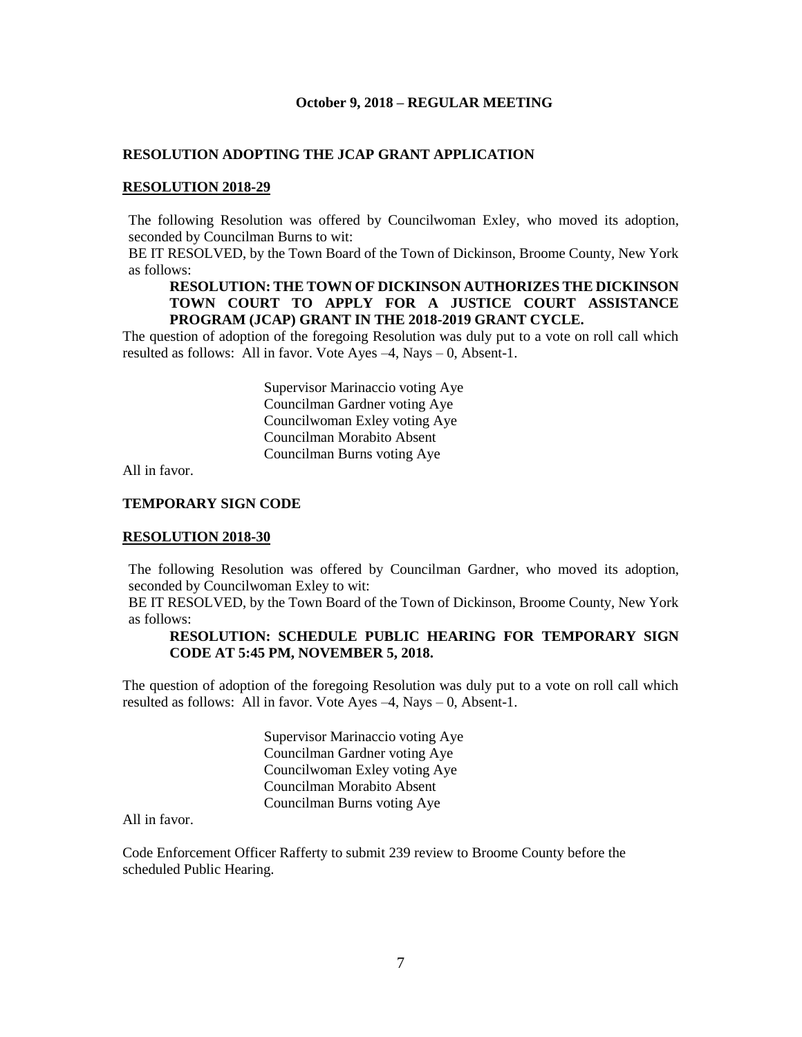**October 9, 2018 – REGULAR MEETING**

**RESOLUTION ADOPTING THE JCAP GRANT APPLICATION**

**RESOLUTION 2018-29**

The following Resolution was offered by Councilwoman Exley, who moved its adoption, seconded by Councilman Burns to wit:

BE IT RESOLVED, by the Town Board of the Town of Dickinson, Broome County, New York as follows:

**RESOLUTION: THE TOWN OF DICKINSON AUTHORIZES THE DICKINSON TOWN COURT TO APPLY FOR A JUSTICE COURT ASSISTANCE PROGRAM (JCAP) GRANT IN THE 2018-2019 GRANT CYCLE.**

The question of adoption of the foregoing Resolution was duly put to a vote on roll call which resulted as follows: All in favor. Vote Ayes –4, Nays – 0, Absent-1.

Supervisor Marinaccio voting Aye
Councilman Gardner voting Aye
Councilwoman Exley voting Aye
Councilman Morabito Absent
Councilman Burns voting Aye

All in favor.

**TEMPORARY SIGN CODE**

**RESOLUTION 2018-30**

The following Resolution was offered by Councilman Gardner, who moved its adoption, seconded by Councilwoman Exley to wit:

BE IT RESOLVED, by the Town Board of the Town of Dickinson, Broome County, New York as follows:

**RESOLUTION: SCHEDULE PUBLIC HEARING FOR TEMPORARY SIGN CODE AT 5:45 PM, NOVEMBER 5, 2018.**

The question of adoption of the foregoing Resolution was duly put to a vote on roll call which resulted as follows: All in favor. Vote Ayes –4, Nays – 0, Absent-1.

Supervisor Marinaccio voting Aye
Councilman Gardner voting Aye
Councilwoman Exley voting Aye
Councilman Morabito Absent
Councilman Burns voting Aye

All in favor.

Code Enforcement Officer Rafferty to submit 239 review to Broome County before the scheduled Public Hearing.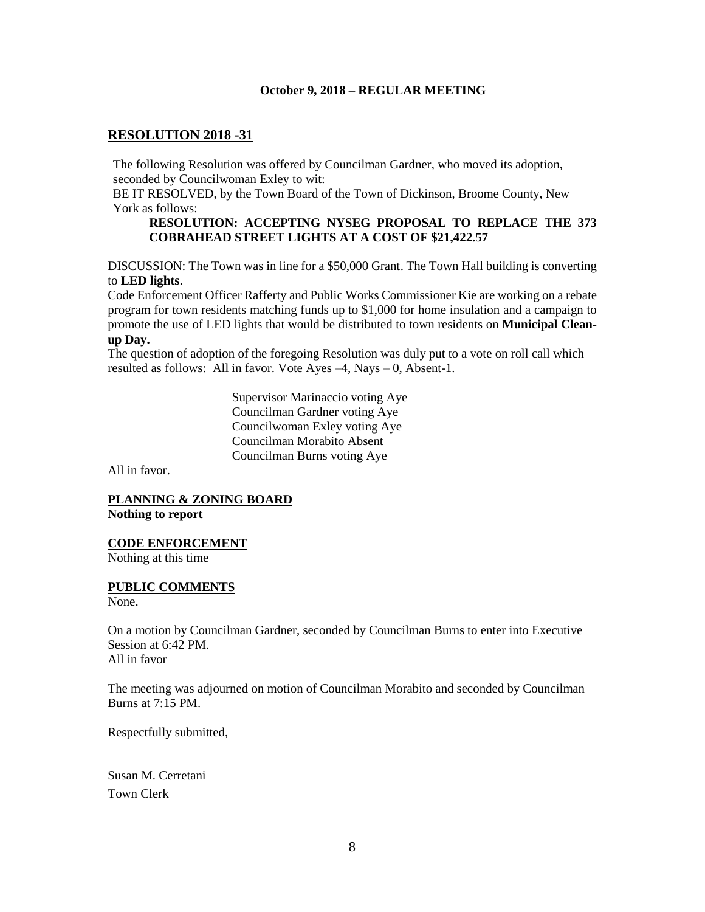**October 9, 2018 – REGULAR MEETING**

## RESOLUTION 2018 -31

The following Resolution was offered by Councilman Gardner, who moved its adoption, seconded by Councilwoman Exley to wit:

BE IT RESOLVED, by the Town Board of the Town of Dickinson, Broome County, New York as follows:

**RESOLUTION: ACCEPTING NYSEG PROPOSAL TO REPLACE THE 373 COBRAHEAD STREET LIGHTS AT A COST OF $21,422.57**

DISCUSSION: The Town was in line for a $50,000 Grant. The Town Hall building is converting to **LED lights**.

Code Enforcement Officer Rafferty and Public Works Commissioner Kie are working on a rebate program for town residents matching funds up to $1,000 for home insulation and a campaign to promote the use of LED lights that would be distributed to town residents on **Municipal Clean-up Day.**

The question of adoption of the foregoing Resolution was duly put to a vote on roll call which resulted as follows: All in favor. Vote Ayes –4, Nays – 0, Absent-1.

Supervisor Marinaccio voting Aye
Councilman Gardner voting Aye
Councilwoman Exley voting Aye
Councilman Morabito Absent
Councilman Burns voting Aye

All in favor.

**PLANNING & ZONING BOARD**
**Nothing to report**

**CODE ENFORCEMENT**
Nothing at this time

**PUBLIC COMMENTS**
None.

On a motion by Councilman Gardner, seconded by Councilman Burns to enter into Executive Session at 6:42 PM.
All in favor

The meeting was adjourned on motion of Councilman Morabito and seconded by Councilman Burns at 7:15 PM.

Respectfully submitted,

Susan M. Cerretani
Town Clerk